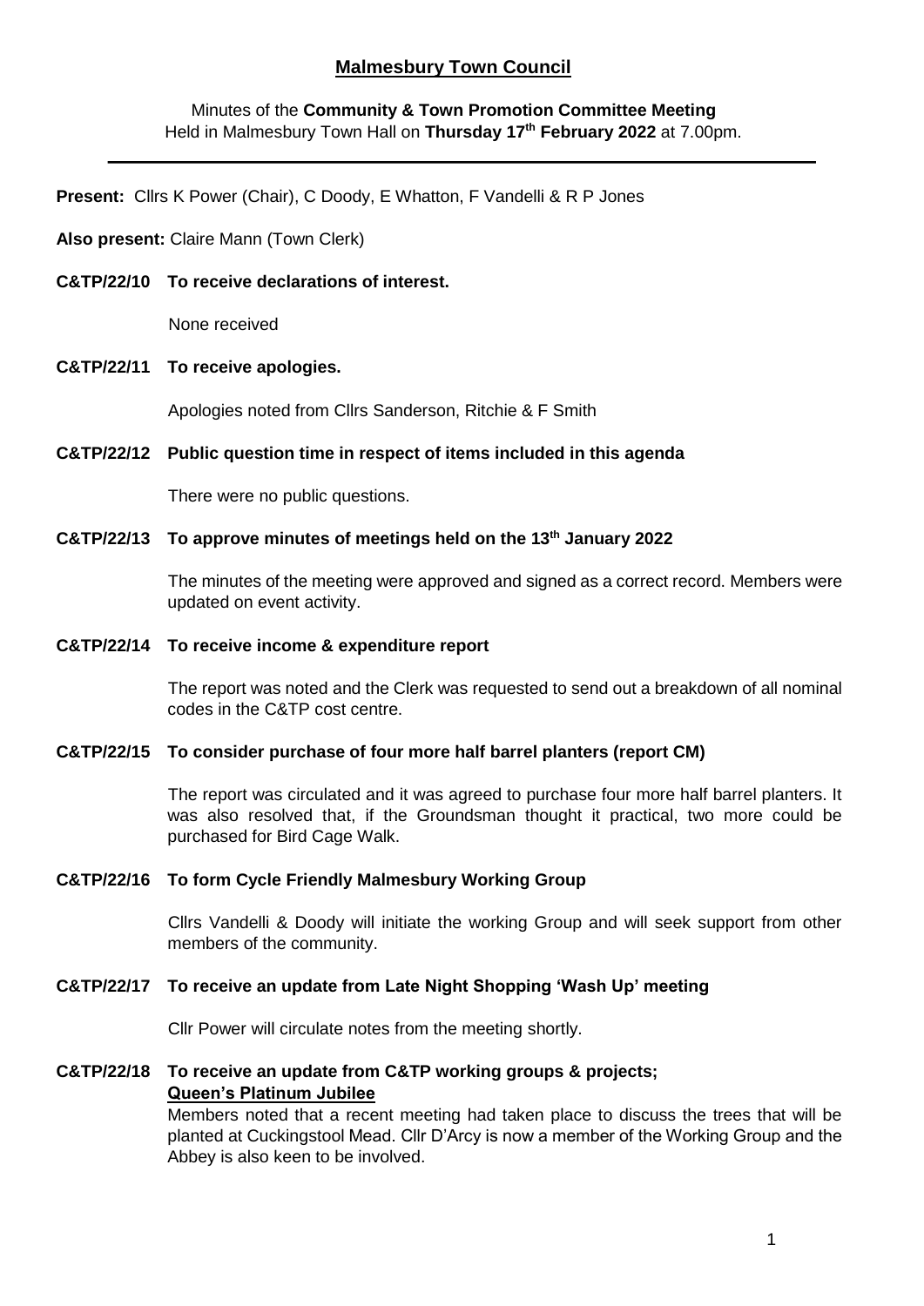# Malmesbury Town Council

Minutes of the **Community & Town Promotion Committee Meeting**
Held in Malmesbury Town Hall on **Thursday 17th February 2022** at 7.00pm.

---

**Present:** Cllrs K Power (Chair), C Doody, E Whatton, F Vandelli & R P Jones

**Also present:** Claire Mann (Town Clerk)

**C&TP/22/10 To receive declarations of interest.**

None received

**C&TP/22/11 To receive apologies.**

Apologies noted from Cllrs Sanderson, Ritchie & F Smith

**C&TP/22/12 Public question time in respect of items included in this agenda**

There were no public questions.

**C&TP/22/13 To approve minutes of meetings held on the 13th January 2022**

The minutes of the meeting were approved and signed as a correct record. Members were updated on event activity.

**C&TP/22/14 To receive income & expenditure report**

The report was noted and the Clerk was requested to send out a breakdown of all nominal codes in the C&TP cost centre.

**C&TP/22/15 To consider purchase of four more half barrel planters (report CM)**

The report was circulated and it was agreed to purchase four more half barrel planters. It was also resolved that, if the Groundsman thought it practical, two more could be purchased for Bird Cage Walk.

**C&TP/22/16 To form Cycle Friendly Malmesbury Working Group**

Cllrs Vandelli & Doody will initiate the working Group and will seek support from other members of the community.

**C&TP/22/17 To receive an update from Late Night Shopping 'Wash Up' meeting**

Cllr Power will circulate notes from the meeting shortly.

**C&TP/22/18 To receive an update from C&TP working groups & projects;**

**Queen's Platinum Jubilee**

Members noted that a recent meeting had taken place to discuss the trees that will be planted at Cuckingstool Mead. Cllr D'Arcy is now a member of the Working Group and the Abbey is also keen to be involved.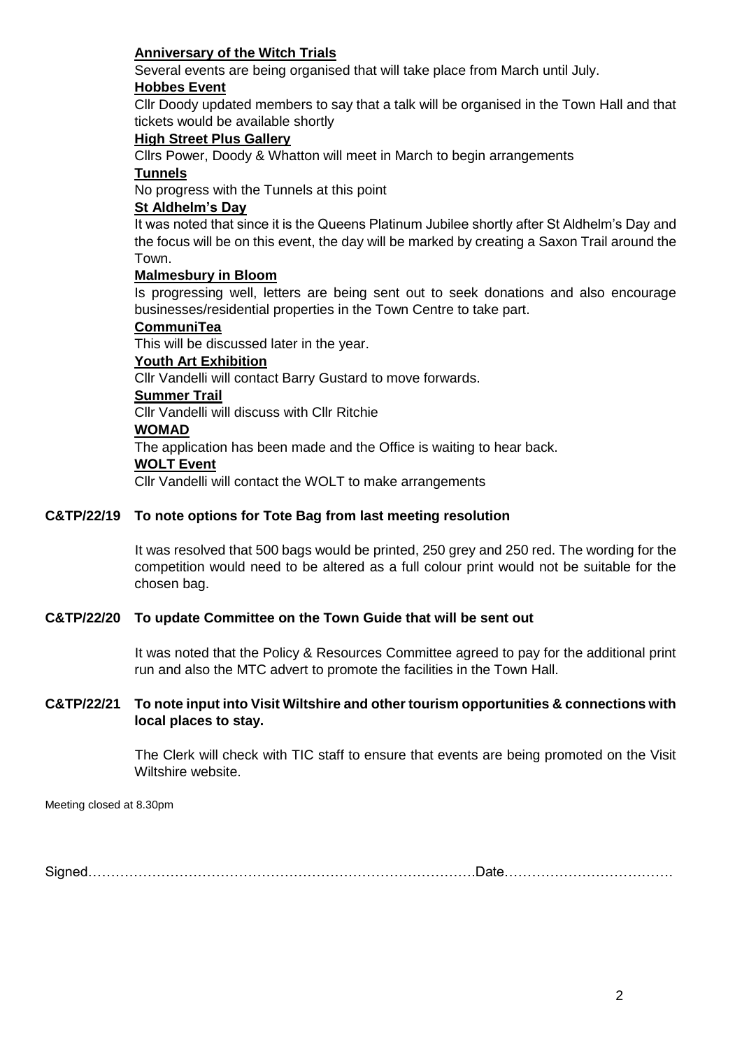**Anniversary of the Witch Trials**

Several events are being organised that will take place from March until July.

**Hobbes Event**

Cllr Doody updated members to say that a talk will be organised in the Town Hall and that tickets would be available shortly

**High Street Plus Gallery**

Cllrs Power, Doody & Whatton will meet in March to begin arrangements

**Tunnels**

No progress with the Tunnels at this point

**St Aldhelm's Day**

It was noted that since it is the Queens Platinum Jubilee shortly after St Aldhelm's Day and the focus will be on this event, the day will be marked by creating a Saxon Trail around the Town.

**Malmesbury in Bloom**

Is progressing well, letters are being sent out to seek donations and also encourage businesses/residential properties in the Town Centre to take part.

**CommuniTea**

This will be discussed later in the year.

**Youth Art Exhibition**

Cllr Vandelli will contact Barry Gustard to move forwards.

**Summer Trail**

Cllr Vandelli will discuss with Cllr Ritchie

**WOMAD**

The application has been made and the Office is waiting to hear back.

**WOLT Event**

Cllr Vandelli will contact the WOLT to make arrangements

**C&TP/22/19 To note options for Tote Bag from last meeting resolution**

It was resolved that 500 bags would be printed, 250 grey and 250 red. The wording for the competition would need to be altered as a full colour print would not be suitable for the chosen bag.

**C&TP/22/20 To update Committee on the Town Guide that will be sent out**

It was noted that the Policy & Resources Committee agreed to pay for the additional print run and also the MTC advert to promote the facilities in the Town Hall.

**C&TP/22/21 To note input into Visit Wiltshire and other tourism opportunities & connections with local places to stay.**

The Clerk will check with TIC staff to ensure that events are being promoted on the Visit Wiltshire website.

Meeting closed at 8.30pm

Signed…………………………………………………………………………Date………………………………